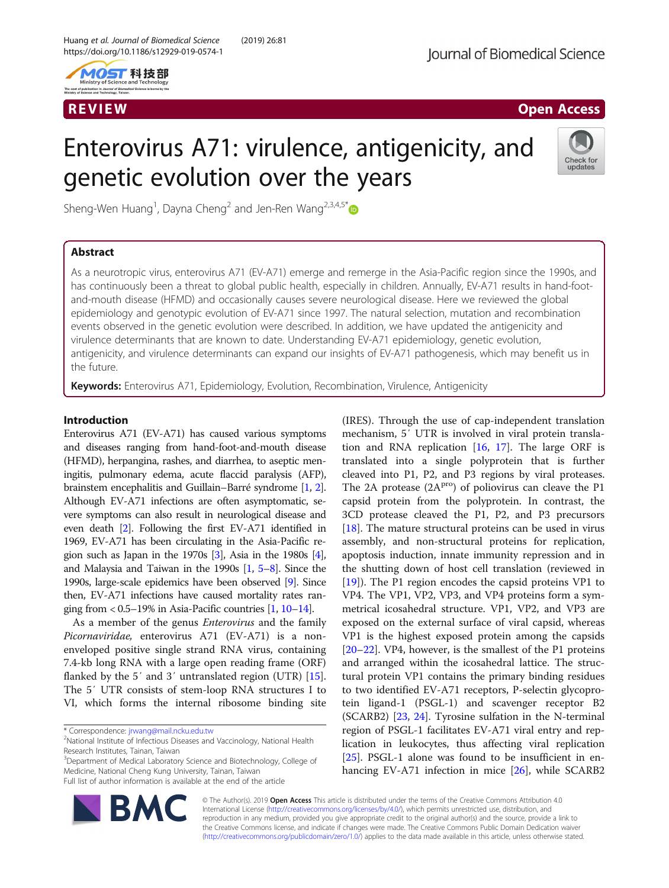REVIEW

Open Access

# Enterovirus A71: virulence, antigenicity, and genetic evolution over the years

Sheng-Wen Huang[1], Dayna Cheng[2] and Jen-Ren Wang[2,3,4,5*]

## Abstract

As a neurotropic virus, enterovirus A71 (EV-A71) emerge and remerge in the Asia-Pacific region since the 1990s, and has continuously been a threat to global public health, especially in children. Annually, EV-A71 results in hand-foot-and-mouth disease (HFMD) and occasionally causes severe neurological disease. Here we reviewed the global epidemiology and genotypic evolution of EV-A71 since 1997. The natural selection, mutation and recombination events observed in the genetic evolution were described. In addition, we have updated the antigenicity and virulence determinants that are known to date. Understanding EV-A71 epidemiology, genetic evolution, antigenicity, and virulence determinants can expand our insights of EV-A71 pathogenesis, which may benefit us in the future.

**Keywords:** Enterovirus A71, Epidemiology, Evolution, Recombination, Virulence, Antigenicity

## Introduction

Enterovirus A71 (EV-A71) has caused various symptoms and diseases ranging from hand-foot-and-mouth disease (HFMD), herpangina, rashes, and diarrhea, to aseptic meningitis, pulmonary edema, acute flaccid paralysis (AFP), brainstem encephalitis and Guillain–Barré syndrome [1, 2]. Although EV-A71 infections are often asymptomatic, severe symptoms can also result in neurological disease and even death [2]. Following the first EV-A71 identified in 1969, EV-A71 has been circulating in the Asia-Pacific region such as Japan in the 1970s [3], Asia in the 1980s [4], and Malaysia and Taiwan in the 1990s [1, 5–8]. Since the 1990s, large-scale epidemics have been observed [9]. Since then, EV-A71 infections have caused mortality rates ranging from < 0.5–19% in Asia-Pacific countries [1, 10–14].

As a member of the genus *Enterovirus* and the family *Picornaviridae,* enterovirus A71 (EV-A71) is a non-enveloped positive single strand RNA virus, containing 7.4-kb long RNA with a large open reading frame (ORF) flanked by the 5′ and 3′ untranslated region (UTR) [15]. The 5′ UTR consists of stem-loop RNA structures I to VI, which forms the internal ribosome binding site (IRES). Through the use of cap-independent translation mechanism, 5′ UTR is involved in viral protein translation and RNA replication [16, 17]. The large ORF is translated into a single polyprotein that is further cleaved into P1, P2, and P3 regions by viral proteases. The 2A protease (2A$^{pro}$) of poliovirus can cleave the P1 capsid protein from the polyprotein. In contrast, the 3CD protease cleaved the P1, P2, and P3 precursors [18]. The mature structural proteins can be used in virus assembly, and non-structural proteins for replication, apoptosis induction, innate immunity repression and in the shutting down of host cell translation (reviewed in [19]). The P1 region encodes the capsid proteins VP1 to VP4. The VP1, VP2, VP3, and VP4 proteins form a symmetrical icosahedral structure. VP1, VP2, and VP3 are exposed on the external surface of viral capsid, whereas VP1 is the highest exposed protein among the capsids [20–22]. VP4, however, is the smallest of the P1 proteins and arranged within the icosahedral lattice. The structural protein VP1 contains the primary binding residues to two identified EV-A71 receptors, P-selectin glycoprotein ligand-1 (PSGL-1) and scavenger receptor B2 (SCARB2) [23, 24]. Tyrosine sulfation in the N-terminal region of PSGL-1 facilitates EV-A71 viral entry and replication in leukocytes, thus affecting viral replication [25]. PSGL-1 alone was found to be insufficient in enhancing EV-A71 infection in mice [26], while SCARB2

\* Correspondence: jrwang@mail.ncku.edu.tw
[2]National Institute of Infectious Diseases and Vaccinology, National Health Research Institutes, Tainan, Taiwan
[3]Department of Medical Laboratory Science and Biotechnology, College of Medicine, National Cheng Kung University, Tainan, Taiwan
Full list of author information is available at the end of the article

© The Author(s). 2019 **Open Access** This article is distributed under the terms of the Creative Commons Attribution 4.0 International License (http://creativecommons.org/licenses/by/4.0/), which permits unrestricted use, distribution, and reproduction in any medium, provided you give appropriate credit to the original author(s) and the source, provide a link to the Creative Commons license, and indicate if changes were made. The Creative Commons Public Domain Dedication waiver (http://creativecommons.org/publicdomain/zero/1.0/) applies to the data made available in this article, unless otherwise stated.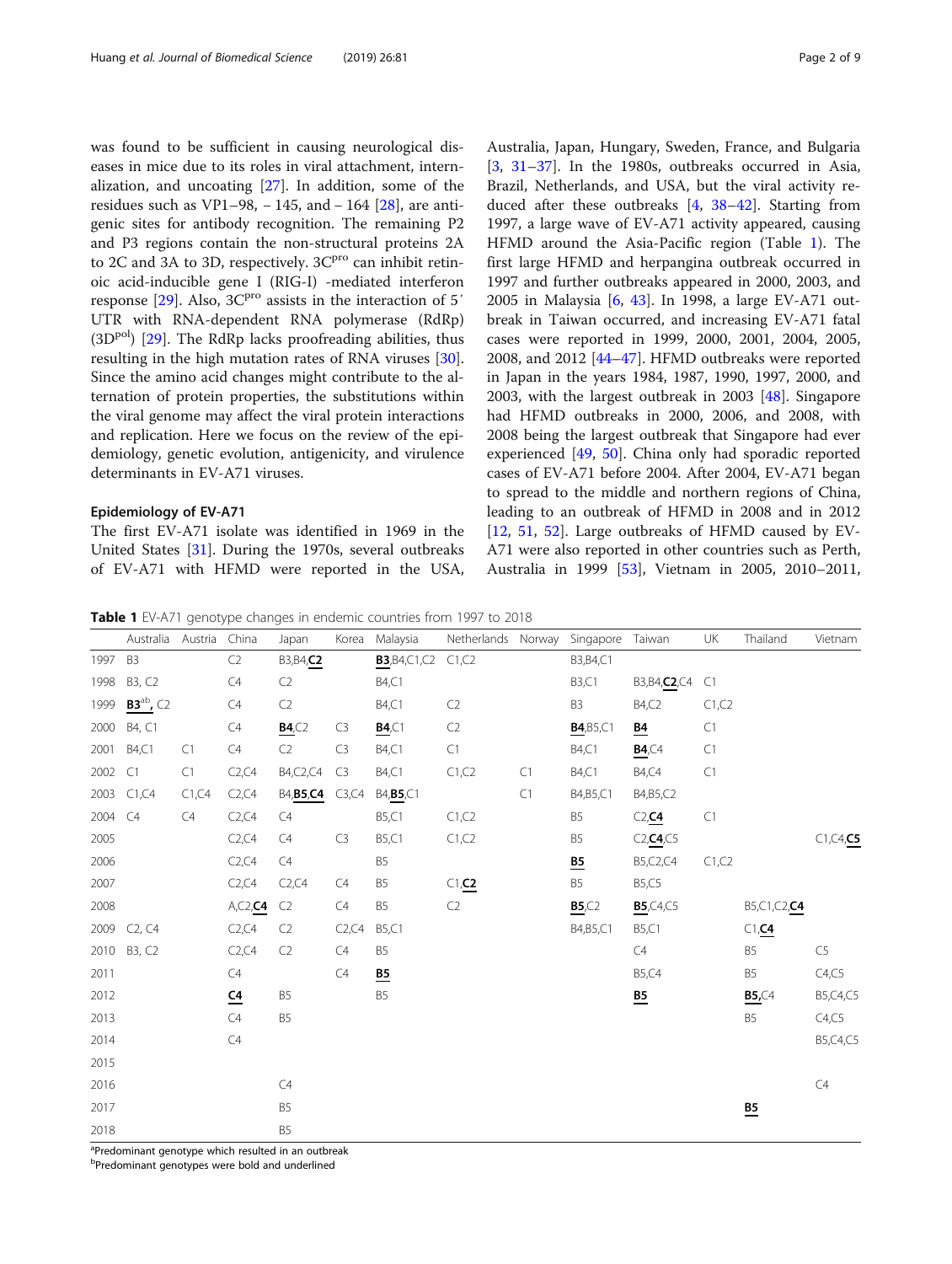was found to be sufficient in causing neurological diseases in mice due to its roles in viral attachment, internalization, and uncoating [27]. In addition, some of the residues such as VP1–98, − 145, and − 164 [28], are antigenic sites for antibody recognition. The remaining P2 and P3 regions contain the non-structural proteins 2A to 2C and 3A to 3D, respectively. $3C^{pro}$ can inhibit retinoic acid-inducible gene I (RIG-I) -mediated interferon response [29]. Also, $3C^{pro}$ assists in the interaction of 5′ UTR with RNA-dependent RNA polymerase (RdRp) ($3D^{pol}$) [29]. The RdRp lacks proofreading abilities, thus resulting in the high mutation rates of RNA viruses [30]. Since the amino acid changes might contribute to the alternation of protein properties, the substitutions within the viral genome may affect the viral protein interactions and replication. Here we focus on the review of the epidemiology, genetic evolution, antigenicity, and virulence determinants in EV-A71 viruses.

#### Epidemiology of EV-A71

The first EV-A71 isolate was identified in 1969 in the United States [31]. During the 1970s, several outbreaks of EV-A71 with HFMD were reported in the USA, Australia, Japan, Hungary, Sweden, France, and Bulgaria [3, 31–37]. In the 1980s, outbreaks occurred in Asia, Brazil, Netherlands, and USA, but the viral activity reduced after these outbreaks [4, 38–42]. Starting from 1997, a large wave of EV-A71 activity appeared, causing HFMD around the Asia-Pacific region (Table 1). The first large HFMD and herpangina outbreak occurred in 1997 and further outbreaks appeared in 2000, 2003, and 2005 in Malaysia [6, 43]. In 1998, a large EV-A71 outbreak in Taiwan occurred, and increasing EV-A71 fatal cases were reported in 1999, 2000, 2001, 2004, 2005, 2008, and 2012 [44–47]. HFMD outbreaks were reported in Japan in the years 1984, 1987, 1990, 1997, 2000, and 2003, with the largest outbreak in 2003 [48]. Singapore had HFMD outbreaks in 2000, 2006, and 2008, with 2008 being the largest outbreak that Singapore had ever experienced [49, 50]. China only had sporadic reported cases of EV-A71 before 2004. After 2004, EV-A71 began to spread to the middle and northern regions of China, leading to an outbreak of HFMD in 2008 and in 2012 [12, 51, 52]. Large outbreaks of HFMD caused by EV-A71 were also reported in other countries such as Perth, Australia in 1999 [53], Vietnam in 2005, 2010–2011,

**Table 1** EV-A71 genotype changes in endemic countries from 1997 to 2018

| | Australia | Austria | China | Japan | Korea | Malaysia | Netherlands | Norway | Singapore | Taiwan | UK | Thailand | Vietnam |
|---|---|---|---|---|---|---|---|---|---|---|---|---|---|
| 1997 | B3 | | C2 | B3,B4,**C2** | | **B3**,B4,C1,C2 | C1,C2 | | B3,B4,C1 | | | | |
| 1998 | B3, C2 | | C4 | C2 | | B4,C1 | | | B3,C1 | B3,B4,**C2**,C4 | C1 | | |
| 1999 | **B3**[ab], C2 | | C4 | C2 | | B4,C1 | C2 | | B3 | B4,C2 | C1,C2 | | |
| 2000 | B4, C1 | | C4 | **B4**,C2 | C3 | **B4**,C1 | C2 | | **B4**,B5,C1 | **B4** | C1 | | |
| 2001 | B4,C1 | C1 | C4 | C2 | C3 | B4,C1 | C1 | | B4,C1 | **B4**,C4 | C1 | | |
| 2002 | C1 | C1 | C2,C4 | B4,C2,C4 | C3 | B4,C1 | C1,C2 | C1 | B4,C1 | B4,C4 | C1 | | |
| 2003 | C1,C4 | C1,C4 | C2,C4 | B4,**B5**,**C4** | C3,C4 | B4,**B5**,C1 | | C1 | B4,B5,C1 | B4,B5,C2 | | | |
| 2004 | C4 | C4 | C2,C4 | C4 | | B5,C1 | C1,C2 | | B5 | C2,**C4** | C1 | | |
| 2005 | | | C2,C4 | C4 | C3 | B5,C1 | C1,C2 | | B5 | C2,**C4**,C5 | | | C1,C4,**C5** |
| 2006 | | | C2,C4 | C4 | | B5 | | | **B5** | B5,C2,C4 | C1,C2 | | |
| 2007 | | | C2,C4 | C2,C4 | C4 | B5 | C1,**C2** | | B5 | B5,C5 | | | |
| 2008 | | | A,C2,**C4** | C2 | C4 | B5 | C2 | | **B5**,C2 | **B5**,C4,C5 | | B5,C1,C2,**C4** | |
| 2009 | C2, C4 | | C2,C4 | C2 | C2,C4 | B5,C1 | | | B4,B5,C1 | B5,C1 | | C1,**C4** | |
| 2010 | B3, C2 | | C2,C4 | C2 | C4 | B5 | | | | C4 | | B5 | C5 |
| 2011 | | | C4 | | C4 | **B5** | | | | B5,C4 | | B5 | C4,C5 |
| 2012 | | | **C4** | B5 | | B5 | | | | **B5** | | **B5**,C4 | B5,C4,C5 |
| 2013 | | | C4 | B5 | | | | | | | | B5 | C4,C5 |
| 2014 | | | C4 | | | | | | | | | | B5,C4,C5 |
| 2015 | | | | | | | | | | | | | |
| 2016 | | | | C4 | | | | | | | | | C4 |
| 2017 | | | | B5 | | | | | | | | **B5** | |
| 2018 | | | | B5 | | | | | | | | | |

[a]Predominant genotype which resulted in an outbreak

[b]Predominant genotypes were bold and underlined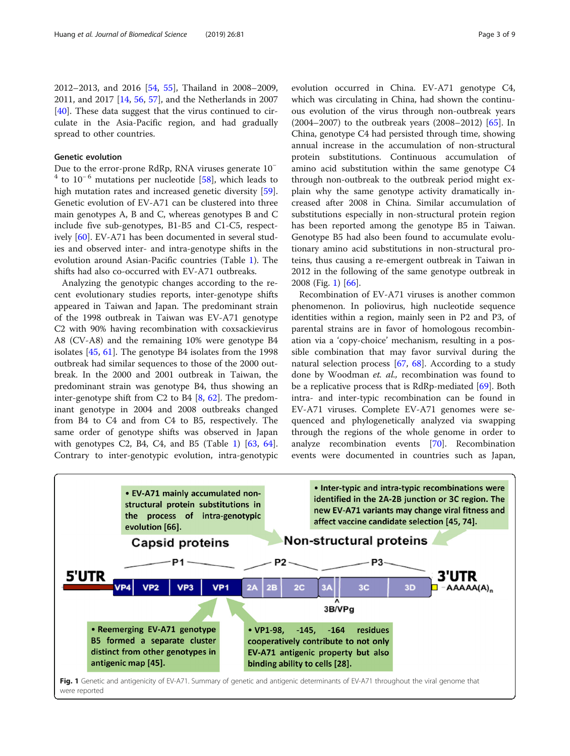2012–2013, and 2016 [54, 55], Thailand in 2008–2009, 2011, and 2017 [14, 56, 57], and the Netherlands in 2007 [40]. These data suggest that the virus continued to circulate in the Asia-Pacific region, and had gradually spread to other countries.

### Genetic evolution

Due to the error-prone RdRp, RNA viruses generate $10^{-4}$ to $10^{-6}$ mutations per nucleotide [58], which leads to high mutation rates and increased genetic diversity [59]. Genetic evolution of EV-A71 can be clustered into three main genotypes A, B and C, whereas genotypes B and C include five sub-genotypes, B1-B5 and C1-C5, respectively [60]. EV-A71 has been documented in several studies and observed inter- and intra-genotype shifts in the evolution around Asian-Pacific countries (Table 1). The shifts had also co-occurred with EV-A71 outbreaks.

Analyzing the genotypic changes according to the recent evolutionary studies reports, inter-genotype shifts appeared in Taiwan and Japan. The predominant strain of the 1998 outbreak in Taiwan was EV-A71 genotype C2 with 90% having recombination with coxsackievirus A8 (CV-A8) and the remaining 10% were genotype B4 isolates [45, 61]. The genotype B4 isolates from the 1998 outbreak had similar sequences to those of the 2000 outbreak. In the 2000 and 2001 outbreak in Taiwan, the predominant strain was genotype B4, thus showing an inter-genotype shift from C2 to B4 [8, 62]. The predominant genotype in 2004 and 2008 outbreaks changed from B4 to C4 and from C4 to B5, respectively. The same order of genotype shifts was observed in Japan with genotypes C2, B4, C4, and B5 (Table 1) [63, 64]. Contrary to inter-genotypic evolution, intra-genotypic evolution occurred in China. EV-A71 genotype C4, which was circulating in China, had shown the continuous evolution of the virus through non-outbreak years (2004–2007) to the outbreak years (2008–2012) [65]. In China, genotype C4 had persisted through time, showing annual increase in the accumulation of non-structural protein substitutions. Continuous accumulation of amino acid substitution within the same genotype C4 through non-outbreak to the outbreak period might explain why the same genotype activity dramatically increased after 2008 in China. Similar accumulation of substitutions especially in non-structural protein region has been reported among the genotype B5 in Taiwan. Genotype B5 had also been found to accumulate evolutionary amino acid substitutions in non-structural proteins, thus causing a re-emergent outbreak in Taiwan in 2012 in the following of the same genotype outbreak in 2008 (Fig. 1) [66].

Recombination of EV-A71 viruses is another common phenomenon. In poliovirus, high nucleotide sequence identities within a region, mainly seen in P2 and P3, of parental strains are in favor of homologous recombination via a 'copy-choice' mechanism, resulting in a possible combination that may favor survival during the natural selection process [67, 68]. According to a study done by Woodman *et. al.*, recombination was found to be a replicative process that is RdRp-mediated [69]. Both intra- and inter-typic recombination can be found in EV-A71 viruses. Complete EV-A71 genomes were sequenced and phylogenetically analyzed via swapping through the regions of the whole genome in order to analyze recombination events [70]. Recombination events were documented in countries such as Japan,

**Fig. 1** Genetic and antigenicity of EV-A71. Summary of genetic and antigenic determinants of EV-A71 throughout the viral genome that were reported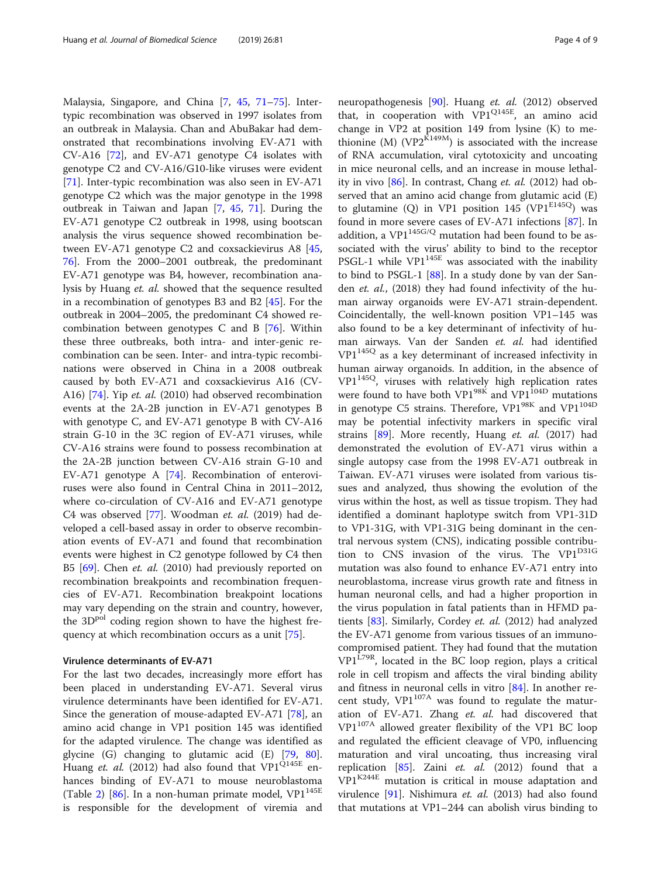Malaysia, Singapore, and China [7, 45, 71–75]. Inter-typic recombination was observed in 1997 isolates from an outbreak in Malaysia. Chan and AbuBakar had demonstrated that recombinations involving EV-A71 with CV-A16 [72], and EV-A71 genotype C4 isolates with genotype C2 and CV-A16/G10-like viruses were evident [71]. Inter-typic recombination was also seen in EV-A71 genotype C2 which was the major genotype in the 1998 outbreak in Taiwan and Japan [7, 45, 71]. During the EV-A71 genotype C2 outbreak in 1998, using bootscan analysis the virus sequence showed recombination between EV-A71 genotype C2 and coxsackievirus A8 [45, 76]. From the 2000–2001 outbreak, the predominant EV-A71 genotype was B4, however, recombination analysis by Huang *et. al.* showed that the sequence resulted in a recombination of genotypes B3 and B2 [45]. For the outbreak in 2004–2005, the predominant C4 showed recombination between genotypes C and B [76]. Within these three outbreaks, both intra- and inter-genic recombination can be seen. Inter- and intra-typic recombinations were observed in China in a 2008 outbreak caused by both EV-A71 and coxsackievirus A16 (CV-A16) [74]. Yip *et. al.* (2010) had observed recombination events at the 2A-2B junction in EV-A71 genotypes B with genotype C, and EV-A71 genotype B with CV-A16 strain G-10 in the 3C region of EV-A71 viruses, while CV-A16 strains were found to possess recombination at the 2A-2B junction between CV-A16 strain G-10 and EV-A71 genotype A [74]. Recombination of enteroviruses were also found in Central China in 2011–2012, where co-circulation of CV-A16 and EV-A71 genotype C4 was observed [77]. Woodman *et. al.* (2019) had developed a cell-based assay in order to observe recombination events of EV-A71 and found that recombination events were highest in C2 genotype followed by C4 then B5 [69]. Chen *et. al.* (2010) had previously reported on recombination breakpoints and recombination frequencies of EV-A71. Recombination breakpoint locations may vary depending on the strain and country, however, the $3D^{pol}$ coding region shown to have the highest frequency at which recombination occurs as a unit [75].

### Virulence determinants of EV-A71

For the last two decades, increasingly more effort has been placed in understanding EV-A71. Several virus virulence determinants have been identified for EV-A71. Since the generation of mouse-adapted EV-A71 [78], an amino acid change in VP1 position 145 was identified for the adapted virulence. The change was identified as glycine (G) changing to glutamic acid (E) [79, 80]. Huang *et. al.* (2012) had also found that $VP1^{Q145E}$ enhances binding of EV-A71 to mouse neuroblastoma (Table 2) [86]. In a non-human primate model, $VP1^{145E}$ is responsible for the development of viremia and neuropathogenesis [90]. Huang *et. al.* (2012) observed that, in cooperation with $VP1^{Q145E}$, an amino acid change in VP2 at position 149 from lysine (K) to methionine (M) ($VP2^{K149M}$) is associated with the increase of RNA accumulation, viral cytotoxicity and uncoating in mice neuronal cells, and an increase in mouse lethality in vivo [86]. In contrast, Chang *et. al.* (2012) had observed that an amino acid change from glutamic acid (E) to glutamine (Q) in VP1 position 145 ($VP1^{E145Q}$) was found in more severe cases of EV-A71 infections [87]. In addition, a $VP1^{145G/Q}$ mutation had been found to be associated with the virus' ability to bind to the receptor PSGL-1 while $VP1^{145E}$ was associated with the inability to bind to PSGL-1 [88]. In a study done by van der Sanden *et. al.*, (2018) they had found infectivity of the human airway organoids were EV-A71 strain-dependent. Coincidentally, the well-known position VP1–145 was also found to be a key determinant of infectivity of human airways. Van der Sanden *et. al.* had identified $VP1^{145Q}$ as a key determinant of increased infectivity in human airway organoids. In addition, in the absence of $VP1^{145Q}$, viruses with relatively high replication rates were found to have both $VP1^{98K}$ and $VP1^{104D}$ mutations in genotype C5 strains. Therefore, $VP1^{98K}$ and $VP1^{104D}$ may be potential infectivity markers in specific viral strains [89]. More recently, Huang *et. al.* (2017) had demonstrated the evolution of EV-A71 virus within a single autopsy case from the 1998 EV-A71 outbreak in Taiwan. EV-A71 viruses were isolated from various tissues and analyzed, thus showing the evolution of the virus within the host, as well as tissue tropism. They had identified a dominant haplotype switch from VP1-31D to VP1-31G, with VP1-31G being dominant in the central nervous system (CNS), indicating possible contribution to CNS invasion of the virus. The $VP1^{D31G}$ mutation was also found to enhance EV-A71 entry into neuroblastoma, increase virus growth rate and fitness in human neuronal cells, and had a higher proportion in the virus population in fatal patients than in HFMD patients [83]. Similarly, Cordey *et. al.* (2012) had analyzed the EV-A71 genome from various tissues of an immunocompromised patient. They had found that the mutation $VP1^{L79R}$, located in the BC loop region, plays a critical role in cell tropism and affects the viral binding ability and fitness in neuronal cells in vitro [84]. In another recent study, $VP1^{107A}$ was found to regulate the maturation of EV-A71. Zhang *et. al.* had discovered that $VP1^{107A}$ allowed greater flexibility of the VP1 BC loop and regulated the efficient cleavage of VP0, influencing maturation and viral uncoating, thus increasing viral replication [85]. Zaini *et. al.* (2012) found that a $VP1^{K244E}$ mutation is critical in mouse adaptation and virulence [91]. Nishimura *et. al.* (2013) had also found that mutations at VP1–244 can abolish virus binding to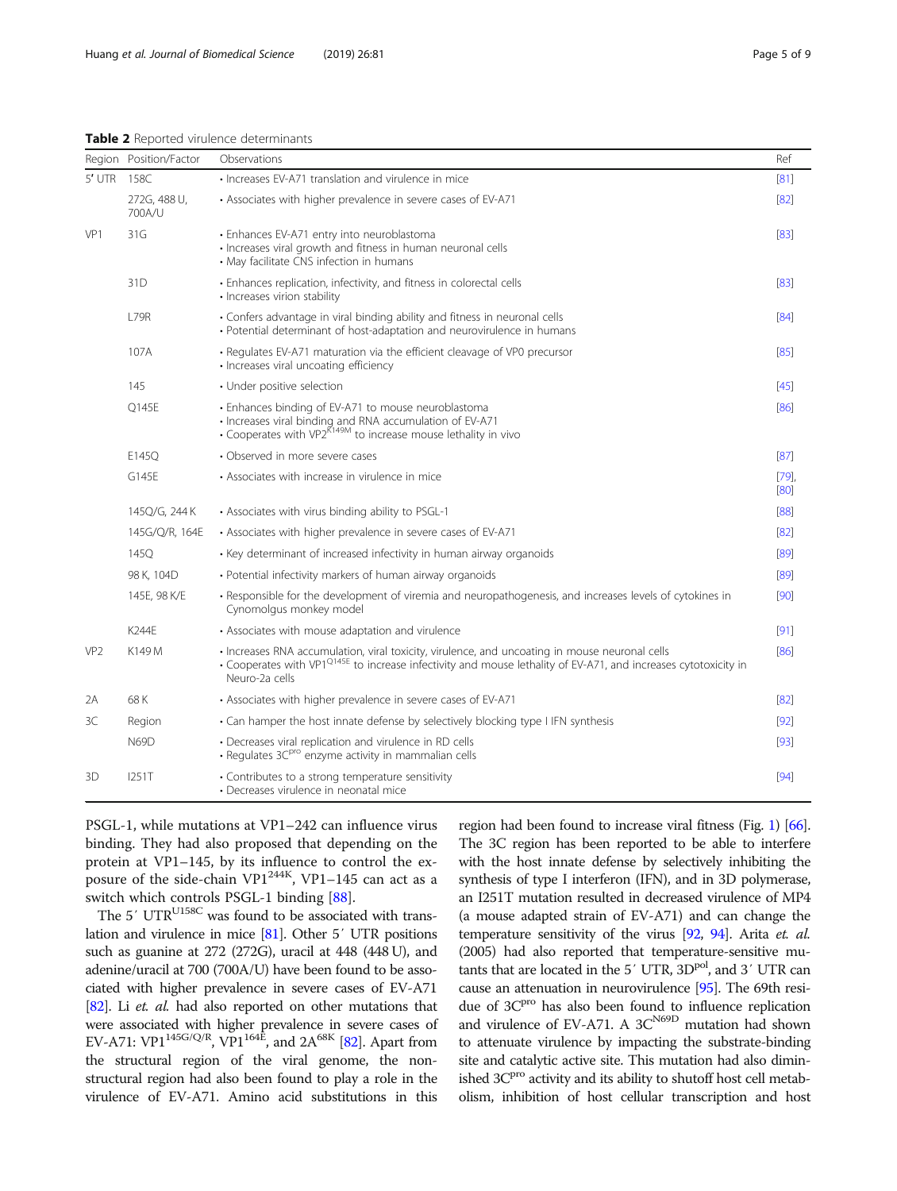**Table 2** Reported virulence determinants

| Region | Position/Factor | Observations | Ref |
|---|---|---|---|
| 5′ UTR | 158C | • Increases EV-A71 translation and virulence in mice | [81] |
| | 272G, 488 U, 700A/U | • Associates with higher prevalence in severe cases of EV-A71 | [82] |
| VP1 | 31G | • Enhances EV-A71 entry into neuroblastoma<br>• Increases viral growth and fitness in human neuronal cells<br>• May facilitate CNS infection in humans | [83] |
| | 31D | • Enhances replication, infectivity, and fitness in colorectal cells<br>• Increases virion stability | [83] |
| | L79R | • Confers advantage in viral binding ability and fitness in neuronal cells<br>• Potential determinant of host-adaptation and neurovirulence in humans | [84] |
| | 107A | • Regulates EV-A71 maturation via the efficient cleavage of VP0 precursor<br>• Increases viral uncoating efficiency | [85] |
| | 145 | • Under positive selection | [45] |
| | Q145E | • Enhances binding of EV-A71 to mouse neuroblastoma<br>• Increases viral binding and RNA accumulation of EV-A71<br>• Cooperates with VP2$^{K149M}$ to increase mouse lethality in vivo | [86] |
| | E145Q | • Observed in more severe cases | [87] |
| | G145E | • Associates with increase in virulence in mice | [79], [80] |
| | 145Q/G, 244 K | • Associates with virus binding ability to PSGL-1 | [88] |
| | 145G/Q/R, 164E | • Associates with higher prevalence in severe cases of EV-A71 | [82] |
| | 145Q | • Key determinant of increased infectivity in human airway organoids | [89] |
| | 98 K, 104D | • Potential infectivity markers of human airway organoids | [89] |
| | 145E, 98 K/E | • Responsible for the development of viremia and neuropathogenesis, and increases levels of cytokines in Cynomolgus monkey model | [90] |
| | K244E | • Associates with mouse adaptation and virulence | [91] |
| VP2 | K149 M | • Increases RNA accumulation, viral toxicity, virulence, and uncoating in mouse neuronal cells<br>• Cooperates with VP1$^{Q145E}$ to increase infectivity and mouse lethality of EV-A71, and increases cytotoxicity in Neuro-2a cells | [86] |
| 2A | 68 K | • Associates with higher prevalence in severe cases of EV-A71 | [82] |
| 3C | Region | • Can hamper the host innate defense by selectively blocking type I IFN synthesis | [92] |
| | N69D | • Decreases viral replication and virulence in RD cells<br>• Regulates 3C$^{pro}$ enzyme activity in mammalian cells | [93] |
| 3D | I251T | • Contributes to a strong temperature sensitivity<br>• Decreases virulence in neonatal mice | [94] |

PSGL-1, while mutations at VP1–242 can influence virus binding. They had also proposed that depending on the protein at VP1–145, by its influence to control the exposure of the side-chain VP1$^{244K}$, VP1–145 can act as a switch which controls PSGL-1 binding [88].

The 5′ UTR$^{U158C}$ was found to be associated with translation and virulence in mice [81]. Other 5′ UTR positions such as guanine at 272 (272G), uracil at 448 (448 U), and adenine/uracil at 700 (700A/U) have been found to be associated with higher prevalence in severe cases of EV-A71 [82]. Li *et. al.* had also reported on other mutations that were associated with higher prevalence in severe cases of EV-A71: VP1$^{145G/Q/R}$, VP1$^{164E}$, and 2A$^{68K}$ [82]. Apart from the structural region of the viral genome, the non-structural region had also been found to play a role in the virulence of EV-A71. Amino acid substitutions in this region had been found to increase viral fitness (Fig. 1) [66]. The 3C region has been reported to be able to interfere with the host innate defense by selectively inhibiting the synthesis of type I interferon (IFN), and in 3D polymerase, an I251T mutation resulted in decreased virulence of MP4 (a mouse adapted strain of EV-A71) and can change the temperature sensitivity of the virus [92, 94]. Arita *et. al.* (2005) had also reported that temperature-sensitive mutants that are located in the 5′ UTR, 3D$^{pol}$, and 3′ UTR can cause an attenuation in neurovirulence [95]. The 69th residue of 3C$^{pro}$ has also been found to influence replication and virulence of EV-A71. A 3C$^{N69D}$ mutation had shown to attenuate virulence by impacting the substrate-binding site and catalytic active site. This mutation had also diminished 3C$^{pro}$ activity and its ability to shutoff host cell metabolism, inhibition of host cellular transcription and host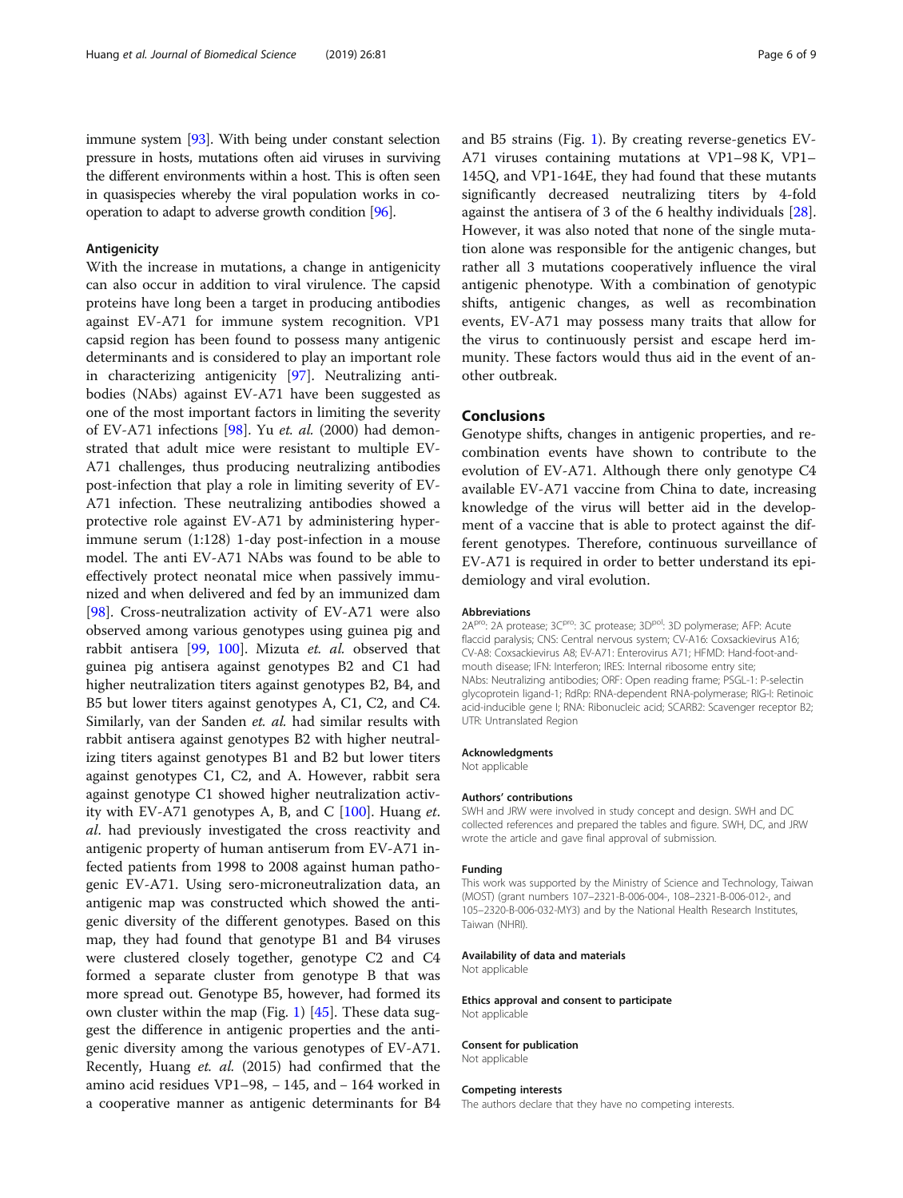immune system [93]. With being under constant selection pressure in hosts, mutations often aid viruses in surviving the different environments within a host. This is often seen in quasispecies whereby the viral population works in cooperation to adapt to adverse growth condition [96].

### Antigenicity

With the increase in mutations, a change in antigenicity can also occur in addition to viral virulence. The capsid proteins have long been a target in producing antibodies against EV-A71 for immune system recognition. VP1 capsid region has been found to possess many antigenic determinants and is considered to play an important role in characterizing antigenicity [97]. Neutralizing antibodies (NAbs) against EV-A71 have been suggested as one of the most important factors in limiting the severity of EV-A71 infections [98]. Yu *et. al.* (2000) had demonstrated that adult mice were resistant to multiple EV-A71 challenges, thus producing neutralizing antibodies post-infection that play a role in limiting severity of EV-A71 infection. These neutralizing antibodies showed a protective role against EV-A71 by administering hyperimmune serum (1:128) 1-day post-infection in a mouse model. The anti EV-A71 NAbs was found to be able to effectively protect neonatal mice when passively immunized and when delivered and fed by an immunized dam [98]. Cross-neutralization activity of EV-A71 were also observed among various genotypes using guinea pig and rabbit antisera [99, 100]. Mizuta *et. al.* observed that guinea pig antisera against genotypes B2 and C1 had higher neutralization titers against genotypes B2, B4, and B5 but lower titers against genotypes A, C1, C2, and C4. Similarly, van der Sanden *et. al.* had similar results with rabbit antisera against genotypes B2 with higher neutralizing titers against genotypes B1 and B2 but lower titers against genotypes C1, C2, and A. However, rabbit sera against genotype C1 showed higher neutralization activity with EV-A71 genotypes A, B, and C [100]. Huang *et. al*. had previously investigated the cross reactivity and antigenic property of human antiserum from EV-A71 infected patients from 1998 to 2008 against human pathogenic EV-A71. Using sero-microneutralization data, an antigenic map was constructed which showed the antigenic diversity of the different genotypes. Based on this map, they had found that genotype B1 and B4 viruses were clustered closely together, genotype C2 and C4 formed a separate cluster from genotype B that was more spread out. Genotype B5, however, had formed its own cluster within the map (Fig. 1) [45]. These data suggest the difference in antigenic properties and the antigenic diversity among the various genotypes of EV-A71. Recently, Huang *et. al.* (2015) had confirmed that the amino acid residues VP1–98, – 145, and – 164 worked in a cooperative manner as antigenic determinants for B4 and B5 strains (Fig. 1). By creating reverse-genetics EV-A71 viruses containing mutations at VP1–98 K, VP1–145Q, and VP1-164E, they had found that these mutants significantly decreased neutralizing titers by 4-fold against the antisera of 3 of the 6 healthy individuals [28]. However, it was also noted that none of the single mutation alone was responsible for the antigenic changes, but rather all 3 mutations cooperatively influence the viral antigenic phenotype. With a combination of genotypic shifts, antigenic changes, as well as recombination events, EV-A71 may possess many traits that allow for the virus to continuously persist and escape herd immunity. These factors would thus aid in the event of another outbreak.

## Conclusions

Genotype shifts, changes in antigenic properties, and recombination events have shown to contribute to the evolution of EV-A71. Although there only genotype C4 available EV-A71 vaccine from China to date, increasing knowledge of the virus will better aid in the development of a vaccine that is able to protect against the different genotypes. Therefore, continuous surveillance of EV-A71 is required in order to better understand its epidemiology and viral evolution.

#### Abbreviations

$2A^{pro}$: 2A protease; $3C^{pro}$: 3C protease; $3D^{pol}$: 3D polymerase; AFP: Acute flaccid paralysis; CNS: Central nervous system; CV-A16: Coxsackievirus A16; CV-A8: Coxsackievirus A8; EV-A71: Enterovirus A71; HFMD: Hand-foot-and-mouth disease; IFN: Interferon; IRES: Internal ribosome entry site; NAbs: Neutralizing antibodies; ORF: Open reading frame; PSGL-1: P-selectin glycoprotein ligand-1; RdRp: RNA-dependent RNA-polymerase; RIG-I: Retinoic acid-inducible gene I; RNA: Ribonucleic acid; SCARB2: Scavenger receptor B2; UTR: Untranslated Region

#### Acknowledgments

Not applicable

#### Authors' contributions

SWH and JRW were involved in study concept and design. SWH and DC collected references and prepared the tables and figure. SWH, DC, and JRW wrote the article and gave final approval of submission.

#### Funding

This work was supported by the Ministry of Science and Technology, Taiwan (MOST) (grant numbers 107–2321-B-006-004-, 108–2321-B-006-012-, and 105–2320-B-006-032-MY3) and by the National Health Research Institutes, Taiwan (NHRI).

#### Availability of data and materials

Not applicable

#### Ethics approval and consent to participate

Not applicable

#### Consent for publication

Not applicable

#### Competing interests

The authors declare that they have no competing interests.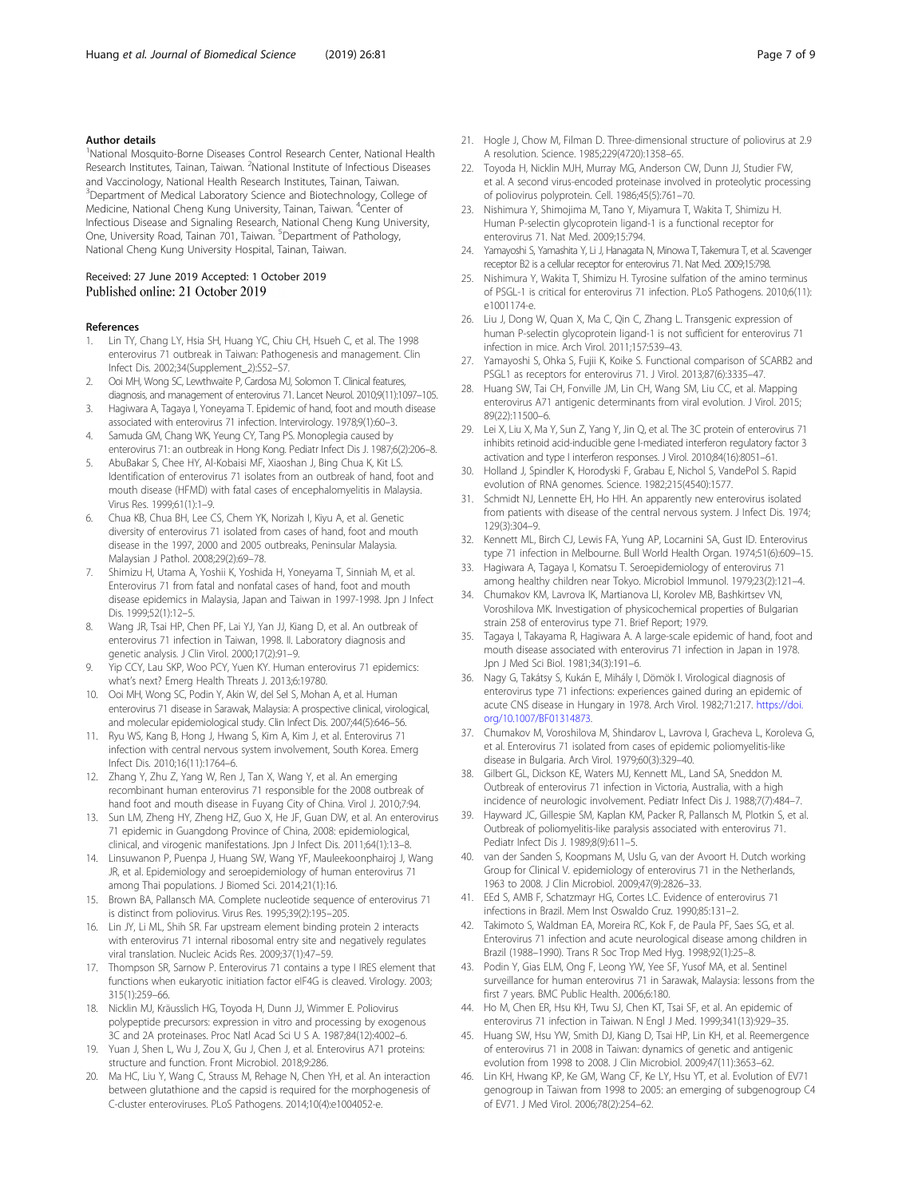## Author details

[1]National Mosquito-Borne Diseases Control Research Center, National Health Research Institutes, Tainan, Taiwan. [2]National Institute of Infectious Diseases and Vaccinology, National Health Research Institutes, Tainan, Taiwan. [3]Department of Medical Laboratory Science and Biotechnology, College of Medicine, National Cheng Kung University, Tainan, Taiwan. [4]Center of Infectious Disease and Signaling Research, National Cheng Kung University, One, University Road, Tainan 701, Taiwan. [5]Department of Pathology, National Cheng Kung University Hospital, Tainan, Taiwan.

Received: 27 June 2019 Accepted: 1 October 2019
Published online: 21 October 2019

## References

1. Lin TY, Chang LY, Hsia SH, Huang YC, Chiu CH, Hsueh C, et al. The 1998 enterovirus 71 outbreak in Taiwan: Pathogenesis and management. Clin Infect Dis. 2002;34(Supplement_2):S52–S7.
2. Ooi MH, Wong SC, Lewthwaite P, Cardosa MJ, Solomon T. Clinical features, diagnosis, and management of enterovirus 71. Lancet Neurol. 2010;9(11):1097–105.
3. Hagiwara A, Tagaya I, Yoneyama T. Epidemic of hand, foot and mouth disease associated with enterovirus 71 infection. Intervirology. 1978;9(1):60–3.
4. Samuda GM, Chang WK, Yeung CY, Tang PS. Monoplegia caused by enterovirus 71: an outbreak in Hong Kong. Pediatr Infect Dis J. 1987;6(2):206–8.
5. AbuBakar S, Chee HY, Al-Kobaisi MF, Xiaoshan J, Bing Chua K, Kit LS. Identification of enterovirus 71 isolates from an outbreak of hand, foot and mouth disease (HFMD) with fatal cases of encephalomyelitis in Malaysia. Virus Res. 1999;61(1):1–9.
6. Chua KB, Chua BH, Lee CS, Chem YK, Norizah I, Kiyu A, et al. Genetic diversity of enterovirus 71 isolated from cases of hand, foot and mouth disease in the 1997, 2000 and 2005 outbreaks, Peninsular Malaysia. Malaysian J Pathol. 2008;29(2):69–78.
7. Shimizu H, Utama A, Yoshii K, Yoshida H, Yoneyama T, Sinniah M, et al. Enterovirus 71 from fatal and nonfatal cases of hand, foot and mouth disease epidemics in Malaysia, Japan and Taiwan in 1997-1998. Jpn J Infect Dis. 1999;52(1):12–5.
8. Wang JR, Tsai HP, Chen PF, Lai YJ, Yan JJ, Kiang D, et al. An outbreak of enterovirus 71 infection in Taiwan, 1998. II. Laboratory diagnosis and genetic analysis. J Clin Virol. 2000;17(2):91–9.
9. Yip CCY, Lau SKP, Woo PCY, Yuen KY. Human enterovirus 71 epidemics: what's next? Emerg Health Threats J. 2013;6:19780.
10. Ooi MH, Wong SC, Podin Y, Akin W, del Sel S, Mohan A, et al. Human enterovirus 71 disease in Sarawak, Malaysia: A prospective clinical, virological, and molecular epidemiological study. Clin Infect Dis. 2007;44(5):646–56.
11. Ryu WS, Kang B, Hong J, Hwang S, Kim A, Kim J, et al. Enterovirus 71 infection with central nervous system involvement, South Korea. Emerg Infect Dis. 2010;16(11):1764–6.
12. Zhang Y, Zhu Z, Yang W, Ren J, Tan X, Wang Y, et al. An emerging recombinant human enterovirus 71 responsible for the 2008 outbreak of hand foot and mouth disease in Fuyang City of China. Virol J. 2010;7:94.
13. Sun LM, Zheng HY, Zheng HZ, Guo X, He JF, Guan DW, et al. An enterovirus 71 epidemic in Guangdong Province of China, 2008: epidemiological, clinical, and virogenic manifestations. Jpn J Infect Dis. 2011;64(1):13–8.
14. Linsuwanon P, Puenpa J, Huang SW, Wang YF, Mauleekoonphairoj J, Wang JR, et al. Epidemiology and seroepidemiology of human enterovirus 71 among Thai populations. J Biomed Sci. 2014;21(1):16.
15. Brown BA, Pallansch MA. Complete nucleotide sequence of enterovirus 71 is distinct from poliovirus. Virus Res. 1995;39(2):195–205.
16. Lin JY, Li ML, Shih SR. Far upstream element binding protein 2 interacts with enterovirus 71 internal ribosomal entry site and negatively regulates viral translation. Nucleic Acids Res. 2009;37(1):47–59.
17. Thompson SR, Sarnow P. Enterovirus 71 contains a type I IRES element that functions when eukaryotic initiation factor eIF4G is cleaved. Virology. 2003; 315(1):259–66.
18. Nicklin MJ, Kräusslich HG, Toyoda H, Dunn JJ, Wimmer E. Poliovirus polypeptide precursors: expression in vitro and processing by exogenous 3C and 2A proteinases. Proc Natl Acad Sci U S A. 1987;84(12):4002–6.
19. Yuan J, Shen L, Wu J, Zou X, Gu J, Chen J, et al. Enterovirus A71 proteins: structure and function. Front Microbiol. 2018;9:286.
20. Ma HC, Liu Y, Wang C, Strauss M, Rehage N, Chen YH, et al. An interaction between glutathione and the capsid is required for the morphogenesis of C-cluster enteroviruses. PLoS Pathogens. 2014;10(4):e1004052-e.
21. Hogle J, Chow M, Filman D. Three-dimensional structure of poliovirus at 2.9 A resolution. Science. 1985;229(4720):1358–65.
22. Toyoda H, Nicklin MJH, Murray MG, Anderson CW, Dunn JJ, Studier FW, et al. A second virus-encoded proteinase involved in proteolytic processing of poliovirus polyprotein. Cell. 1986;45(5):761–70.
23. Nishimura Y, Shimojima M, Tano Y, Miyamura T, Wakita T, Shimizu H. Human P-selectin glycoprotein ligand-1 is a functional receptor for enterovirus 71. Nat Med. 2009;15:794.
24. Yamayoshi S, Yamashita Y, Li J, Hanagata N, Minowa T, Takemura T, et al. Scavenger receptor B2 is a cellular receptor for enterovirus 71. Nat Med. 2009;15:798.
25. Nishimura Y, Wakita T, Shimizu H. Tyrosine sulfation of the amino terminus of PSGL-1 is critical for enterovirus 71 infection. PLoS Pathogens. 2010;6(11): e1001174-e.
26. Liu J, Dong W, Quan X, Ma C, Qin C, Zhang L. Transgenic expression of human P-selectin glycoprotein ligand-1 is not sufficient for enterovirus 71 infection in mice. Arch Virol. 2011;157:539–43.
27. Yamayoshi S, Ohka S, Fujii K, Koike S. Functional comparison of SCARB2 and PSGL1 as receptors for enterovirus 71. J Virol. 2013;87(6):3335–47.
28. Huang SW, Tai CH, Fonville JM, Lin CH, Wang SM, Liu CC, et al. Mapping enterovirus A71 antigenic determinants from viral evolution. J Virol. 2015; 89(22):11500–6.
29. Lei X, Liu X, Ma Y, Sun Z, Yang Y, Jin Q, et al. The 3C protein of enterovirus 71 inhibits retinoid acid-inducible gene I-mediated interferon regulatory factor 3 activation and type I interferon responses. J Virol. 2010;84(16):8051–61.
30. Holland J, Spindler K, Horodyski F, Grabau E, Nichol S, VandePol S. Rapid evolution of RNA genomes. Science. 1982;215(4540):1577.
31. Schmidt NJ, Lennette EH, Ho HH. An apparently new enterovirus isolated from patients with disease of the central nervous system. J Infect Dis. 1974; 129(3):304–9.
32. Kennett ML, Birch CJ, Lewis FA, Yung AP, Locarnini SA, Gust ID. Enterovirus type 71 infection in Melbourne. Bull World Health Organ. 1974;51(6):609–15.
33. Hagiwara A, Tagaya I, Komatsu T. Seroepidemiology of enterovirus 71 among healthy children near Tokyo. Microbiol Immunol. 1979;23(2):121–4.
34. Chumakov KM, Lavrova IK, Martianova LI, Korolev MB, Bashkirtsev VN, Voroshilova MK. Investigation of physicochemical properties of Bulgarian strain 258 of enterovirus type 71. Brief Report; 1979.
35. Tagaya I, Takayama R, Hagiwara A. A large-scale epidemic of hand, foot and mouth disease associated with enterovirus 71 infection in Japan in 1978. Jpn J Med Sci Biol. 1981;34(3):191–6.
36. Nagy G, Takátsy S, Kukán E, Mihály I, Dömök I. Virological diagnosis of enterovirus type 71 infections: experiences gained during an epidemic of acute CNS disease in Hungary in 1978. Arch Virol. 1982;71:217. https://doi.org/10.1007/BF01314873.
37. Chumakov M, Voroshilova M, Shindarov L, Lavrova I, Gracheva L, Koroleva G, et al. Enterovirus 71 isolated from cases of epidemic poliomyelitis-like disease in Bulgaria. Arch Virol. 1979;60(3):329–40.
38. Gilbert GL, Dickson KE, Waters MJ, Kennett ML, Land SA, Sneddon M. Outbreak of enterovirus 71 infection in Victoria, Australia, with a high incidence of neurologic involvement. Pediatr Infect Dis J. 1988;7(7):484–7.
39. Hayward JC, Gillespie SM, Kaplan KM, Packer R, Pallansch M, Plotkin S, et al. Outbreak of poliomyelitis-like paralysis associated with enterovirus 71. Pediatr Infect Dis J. 1989;8(9):611–5.
40. van der Sanden S, Koopmans M, Uslu G, van der Avoort H. Dutch working Group for Clinical V. epidemiology of enterovirus 71 in the Netherlands, 1963 to 2008. J Clin Microbiol. 2009;47(9):2826–33.
41. EEd S, AMB F, Schatzmayr HG, Cortes LC. Evidence of enterovirus 71 infections in Brazil. Mem Inst Oswaldo Cruz. 1990;85:131–2.
42. Takimoto S, Waldman EA, Moreira RC, Kok F, de Paula PF, Saes SG, et al. Enterovirus 71 infection and acute neurological disease among children in Brazil (1988–1990). Trans R Soc Trop Med Hyg. 1998;92(1):25–8.
43. Podin Y, Gias ELM, Ong F, Leong YW, Yee SF, Yusof MA, et al. Sentinel surveillance for human enterovirus 71 in Sarawak, Malaysia: lessons from the first 7 years. BMC Public Health. 2006;6:180.
44. Ho M, Chen ER, Hsu KH, Twu SJ, Chen KT, Tsai SF, et al. An epidemic of enterovirus 71 infection in Taiwan. N Engl J Med. 1999;341(13):929–35.
45. Huang SW, Hsu YW, Smith DJ, Kiang D, Tsai HP, Lin KH, et al. Reemergence of enterovirus 71 in 2008 in Taiwan: dynamics of genetic and antigenic evolution from 1998 to 2008. J Clin Microbiol. 2009;47(11):3653–62.
46. Lin KH, Hwang KP, Ke GM, Wang CF, Ke LY, Hsu YT, et al. Evolution of EV71 genogroup in Taiwan from 1998 to 2005: an emerging of subgenogroup C4 of EV71. J Med Virol. 2006;78(2):254–62.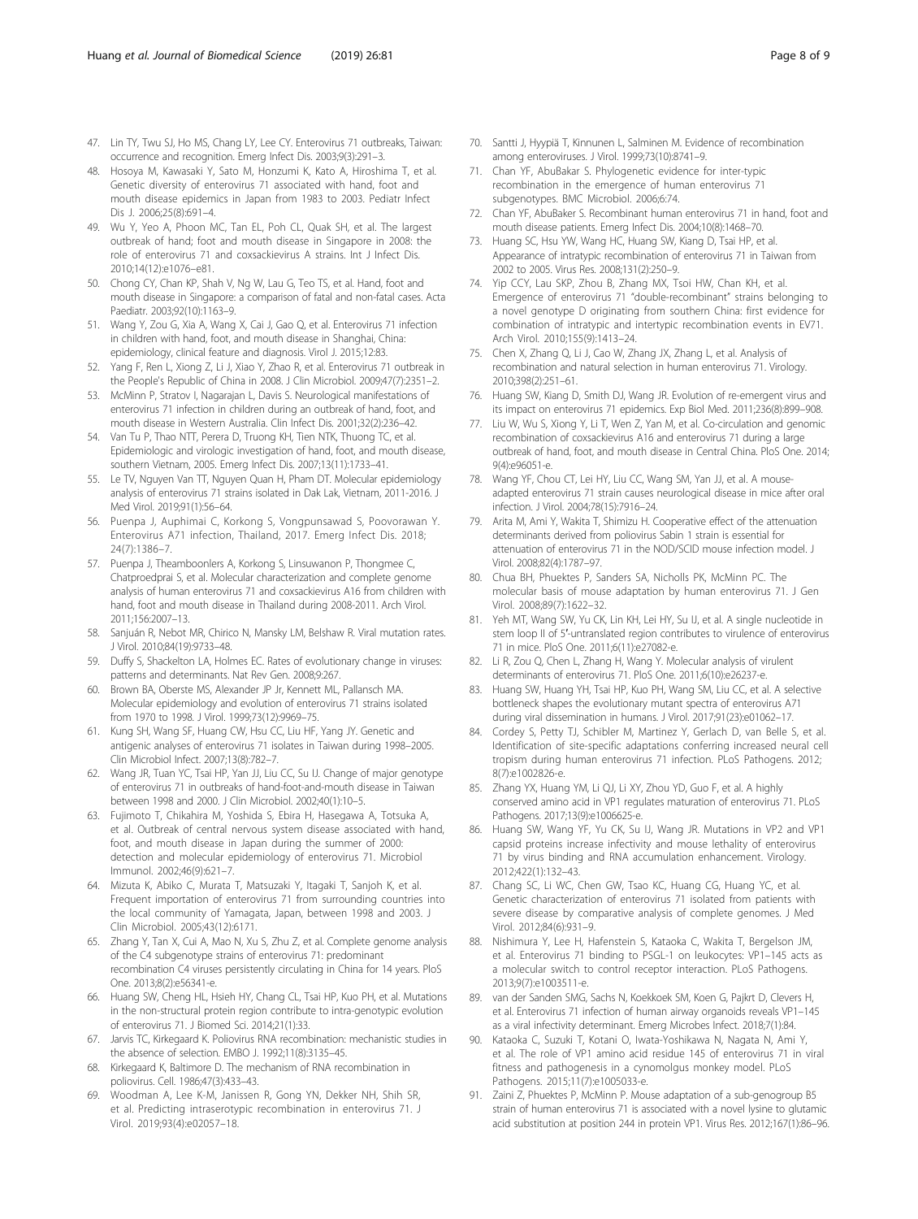47. Lin TY, Twu SJ, Ho MS, Chang LY, Lee CY. Enterovirus 71 outbreaks, Taiwan: occurrence and recognition. Emerg Infect Dis. 2003;9(3):291–3.
48. Hosoya M, Kawasaki Y, Sato M, Honzumi K, Kato A, Hiroshima T, et al. Genetic diversity of enterovirus 71 associated with hand, foot and mouth disease epidemics in Japan from 1983 to 2003. Pediatr Infect Dis J. 2006;25(8):691–4.
49. Wu Y, Yeo A, Phoon MC, Tan EL, Poh CL, Quak SH, et al. The largest outbreak of hand; foot and mouth disease in Singapore in 2008: the role of enterovirus 71 and coxsackievirus A strains. Int J Infect Dis. 2010;14(12):e1076–e81.
50. Chong CY, Chan KP, Shah V, Ng W, Lau G, Teo TS, et al. Hand, foot and mouth disease in Singapore: a comparison of fatal and non-fatal cases. Acta Paediatr. 2003;92(10):1163–9.
51. Wang Y, Zou G, Xia A, Wang X, Cai J, Gao Q, et al. Enterovirus 71 infection in children with hand, foot, and mouth disease in Shanghai, China: epidemiology, clinical feature and diagnosis. Virol J. 2015;12:83.
52. Yang F, Ren L, Xiong Z, Li J, Xiao Y, Zhao R, et al. Enterovirus 71 outbreak in the People's Republic of China in 2008. J Clin Microbiol. 2009;47(7):2351–2.
53. McMinn P, Stratov I, Nagarajan L, Davis S. Neurological manifestations of enterovirus 71 infection in children during an outbreak of hand, foot, and mouth disease in Western Australia. Clin Infect Dis. 2001;32(2):236–42.
54. Van Tu P, Thao NTT, Perera D, Truong KH, Tien NTK, Thuong TC, et al. Epidemiologic and virologic investigation of hand, foot, and mouth disease, southern Vietnam, 2005. Emerg Infect Dis. 2007;13(11):1733–41.
55. Le TV, Nguyen Van TT, Nguyen Quan H, Pham DT. Molecular epidemiology analysis of enterovirus 71 strains isolated in Dak Lak, Vietnam, 2011-2016. J Med Virol. 2019;91(1):56–64.
56. Puenpa J, Auphimai C, Korkong S, Vongpunsawad S, Poovorawan Y. Enterovirus A71 infection, Thailand, 2017. Emerg Infect Dis. 2018; 24(7):1386–7.
57. Puenpa J, Theamboonlers A, Korkong S, Linsuwanon P, Thongmee C, Chatproedprai S, et al. Molecular characterization and complete genome analysis of human enterovirus 71 and coxsackievirus A16 from children with hand, foot and mouth disease in Thailand during 2008-2011. Arch Virol. 2011;156:2007–13.
58. Sanjuán R, Nebot MR, Chirico N, Mansky LM, Belshaw R. Viral mutation rates. J Virol. 2010;84(19):9733–48.
59. Duffy S, Shackelton LA, Holmes EC. Rates of evolutionary change in viruses: patterns and determinants. Nat Rev Gen. 2008;9:267.
60. Brown BA, Oberste MS, Alexander JP Jr, Kennett ML, Pallansch MA. Molecular epidemiology and evolution of enterovirus 71 strains isolated from 1970 to 1998. J Virol. 1999;73(12):9969–75.
61. Kung SH, Wang SF, Huang CW, Hsu CC, Liu HF, Yang JY. Genetic and antigenic analyses of enterovirus 71 isolates in Taiwan during 1998–2005. Clin Microbiol Infect. 2007;13(8):782–7.
62. Wang JR, Tuan YC, Tsai HP, Yan JJ, Liu CC, Su IJ. Change of major genotype of enterovirus 71 in outbreaks of hand-foot-and-mouth disease in Taiwan between 1998 and 2000. J Clin Microbiol. 2002;40(1):10–5.
63. Fujimoto T, Chikahira M, Yoshida S, Ebira H, Hasegawa A, Totsuka A, et al. Outbreak of central nervous system disease associated with hand, foot, and mouth disease in Japan during the summer of 2000: detection and molecular epidemiology of enterovirus 71. Microbiol Immunol. 2002;46(9):621–7.
64. Mizuta K, Abiko C, Murata T, Matsuzaki Y, Itagaki T, Sanjoh K, et al. Frequent importation of enterovirus 71 from surrounding countries into the local community of Yamagata, Japan, between 1998 and 2003. J Clin Microbiol. 2005;43(12):6171.
65. Zhang Y, Tan X, Cui A, Mao N, Xu S, Zhu Z, et al. Complete genome analysis of the C4 subgenotype strains of enterovirus 71: predominant recombination C4 viruses persistently circulating in China for 14 years. PloS One. 2013;8(2):e56341-e.
66. Huang SW, Cheng HL, Hsieh HY, Chang CL, Tsai HP, Kuo PH, et al. Mutations in the non-structural protein region contribute to intra-genotypic evolution of enterovirus 71. J Biomed Sci. 2014;21(1):33.
67. Jarvis TC, Kirkegaard K. Poliovirus RNA recombination: mechanistic studies in the absence of selection. EMBO J. 1992;11(8):3135–45.
68. Kirkegaard K, Baltimore D. The mechanism of RNA recombination in poliovirus. Cell. 1986;47(3):433–43.
69. Woodman A, Lee K-M, Janissen R, Gong YN, Dekker NH, Shih SR, et al. Predicting intraserotypic recombination in enterovirus 71. J Virol. 2019;93(4):e02057–18.
70. Santti J, Hyypiä T, Kinnunen L, Salminen M. Evidence of recombination among enteroviruses. J Virol. 1999;73(10):8741–9.
71. Chan YF, AbuBakar S. Phylogenetic evidence for inter-typic recombination in the emergence of human enterovirus 71 subgenotypes. BMC Microbiol. 2006;6:74.
72. Chan YF, AbuBaker S. Recombinant human enterovirus 71 in hand, foot and mouth disease patients. Emerg Infect Dis. 2004;10(8):1468–70.
73. Huang SC, Hsu YW, Wang HC, Huang SW, Kiang D, Tsai HP, et al. Appearance of intratypic recombination of enterovirus 71 in Taiwan from 2002 to 2005. Virus Res. 2008;131(2):250–9.
74. Yip CCY, Lau SKP, Zhou B, Zhang MX, Tsoi HW, Chan KH, et al. Emergence of enterovirus 71 "double-recombinant" strains belonging to a novel genotype D originating from southern China: first evidence for combination of intratypic and intertypic recombination events in EV71. Arch Virol. 2010;155(9):1413–24.
75. Chen X, Zhang Q, Li J, Cao W, Zhang JX, Zhang L, et al. Analysis of recombination and natural selection in human enterovirus 71. Virology. 2010;398(2):251–61.
76. Huang SW, Kiang D, Smith DJ, Wang JR. Evolution of re-emergent virus and its impact on enterovirus 71 epidemics. Exp Biol Med. 2011;236(8):899–908.
77. Liu W, Wu S, Xiong Y, Li T, Wen Z, Yan M, et al. Co-circulation and genomic recombination of coxsackievirus A16 and enterovirus 71 during a large outbreak of hand, foot, and mouth disease in Central China. PloS One. 2014; 9(4):e96051-e.
78. Wang YF, Chou CT, Lei HY, Liu CC, Wang SM, Yan JJ, et al. A mouse-adapted enterovirus 71 strain causes neurological disease in mice after oral infection. J Virol. 2004;78(15):7916–24.
79. Arita M, Ami Y, Wakita T, Shimizu H. Cooperative effect of the attenuation determinants derived from poliovirus Sabin 1 strain is essential for attenuation of enterovirus 71 in the NOD/SCID mouse infection model. J Virol. 2008;82(4):1787–97.
80. Chua BH, Phuektes P, Sanders SA, Nicholls PK, McMinn PC. The molecular basis of mouse adaptation by human enterovirus 71. J Gen Virol. 2008;89(7):1622–32.
81. Yeh MT, Wang SW, Yu CK, Lin KH, Lei HY, Su IJ, et al. A single nucleotide in stem loop II of 5′-untranslated region contributes to virulence of enterovirus 71 in mice. PloS One. 2011;6(11):e27082-e.
82. Li R, Zou Q, Chen L, Zhang H, Wang Y. Molecular analysis of virulent determinants of enterovirus 71. PloS One. 2011;6(10):e26237-e.
83. Huang SW, Huang YH, Tsai HP, Kuo PH, Wang SM, Liu CC, et al. A selective bottleneck shapes the evolutionary mutant spectra of enterovirus A71 during viral dissemination in humans. J Virol. 2017;91(23):e01062–17.
84. Cordey S, Petty TJ, Schibler M, Martinez Y, Gerlach D, van Belle S, et al. Identification of site-specific adaptations conferring increased neural cell tropism during human enterovirus 71 infection. PLoS Pathogens. 2012; 8(7):e1002826-e.
85. Zhang YX, Huang YM, Li QJ, Li XY, Zhou YD, Guo F, et al. A highly conserved amino acid in VP1 regulates maturation of enterovirus 71. PLoS Pathogens. 2017;13(9):e1006625-e.
86. Huang SW, Wang YF, Yu CK, Su IJ, Wang JR. Mutations in VP2 and VP1 capsid proteins increase infectivity and mouse lethality of enterovirus 71 by virus binding and RNA accumulation enhancement. Virology. 2012;422(1):132–43.
87. Chang SC, Li WC, Chen GW, Tsao KC, Huang CG, Huang YC, et al. Genetic characterization of enterovirus 71 isolated from patients with severe disease by comparative analysis of complete genomes. J Med Virol. 2012;84(6):931–9.
88. Nishimura Y, Lee H, Hafenstein S, Kataoka C, Wakita T, Bergelson JM, et al. Enterovirus 71 binding to PSGL-1 on leukocytes: VP1–145 acts as a molecular switch to control receptor interaction. PLoS Pathogens. 2013;9(7):e1003511-e.
89. van der Sanden SMG, Sachs N, Koekkoek SM, Koen G, Pajkrt D, Clevers H, et al. Enterovirus 71 infection of human airway organoids reveals VP1–145 as a viral infectivity determinant. Emerg Microbes Infect. 2018;7(1):84.
90. Kataoka C, Suzuki T, Kotani O, Iwata-Yoshikawa N, Nagata N, Ami Y, et al. The role of VP1 amino acid residue 145 of enterovirus 71 in viral fitness and pathogenesis in a cynomolgus monkey model. PLoS Pathogens. 2015;11(7):e1005033-e.
91. Zaini Z, Phuektes P, McMinn P. Mouse adaptation of a sub-genogroup B5 strain of human enterovirus 71 is associated with a novel lysine to glutamic acid substitution at position 244 in protein VP1. Virus Res. 2012;167(1):86–96.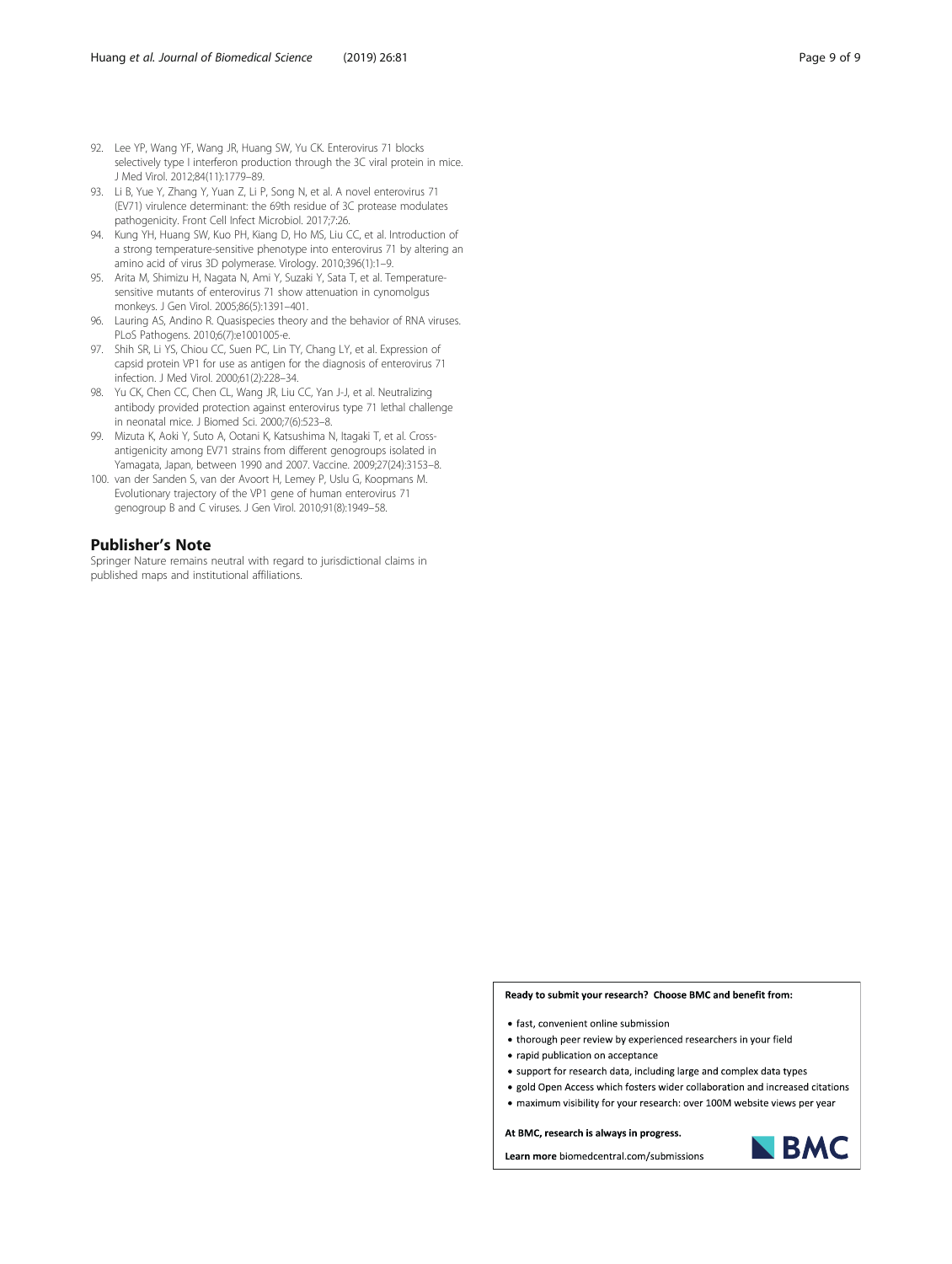92. Lee YP, Wang YF, Wang JR, Huang SW, Yu CK. Enterovirus 71 blocks selectively type I interferon production through the 3C viral protein in mice. J Med Virol. 2012;84(11):1779–89.
93. Li B, Yue Y, Zhang Y, Yuan Z, Li P, Song N, et al. A novel enterovirus 71 (EV71) virulence determinant: the 69th residue of 3C protease modulates pathogenicity. Front Cell Infect Microbiol. 2017;7:26.
94. Kung YH, Huang SW, Kuo PH, Kiang D, Ho MS, Liu CC, et al. Introduction of a strong temperature-sensitive phenotype into enterovirus 71 by altering an amino acid of virus 3D polymerase. Virology. 2010;396(1):1–9.
95. Arita M, Shimizu H, Nagata N, Ami Y, Suzaki Y, Sata T, et al. Temperature-sensitive mutants of enterovirus 71 show attenuation in cynomolgus monkeys. J Gen Virol. 2005;86(5):1391–401.
96. Lauring AS, Andino R. Quasispecies theory and the behavior of RNA viruses. PLoS Pathogens. 2010;6(7):e1001005-e.
97. Shih SR, Li YS, Chiou CC, Suen PC, Lin TY, Chang LY, et al. Expression of capsid protein VP1 for use as antigen for the diagnosis of enterovirus 71 infection. J Med Virol. 2000;61(2):228–34.
98. Yu CK, Chen CC, Chen CL, Wang JR, Liu CC, Yan J-J, et al. Neutralizing antibody provided protection against enterovirus type 71 lethal challenge in neonatal mice. J Biomed Sci. 2000;7(6):523–8.
99. Mizuta K, Aoki Y, Suto A, Ootani K, Katsushima N, Itagaki T, et al. Cross-antigenicity among EV71 strains from different genogroups isolated in Yamagata, Japan, between 1990 and 2007. Vaccine. 2009;27(24):3153–8.
100. van der Sanden S, van der Avoort H, Lemey P, Uslu G, Koopmans M. Evolutionary trajectory of the VP1 gene of human enterovirus 71 genogroup B and C viruses. J Gen Virol. 2010;91(8):1949–58.

## Publisher's Note

Springer Nature remains neutral with regard to jurisdictional claims in published maps and institutional affiliations.

**Ready to submit your research? Choose BMC and benefit from:**

- fast, convenient online submission
- thorough peer review by experienced researchers in your field
- rapid publication on acceptance
- support for research data, including large and complex data types
- gold Open Access which fosters wider collaboration and increased citations
- maximum visibility for your research: over 100M website views per year

**At BMC, research is always in progress.**

**Learn more** biomedcentral.com/submissions